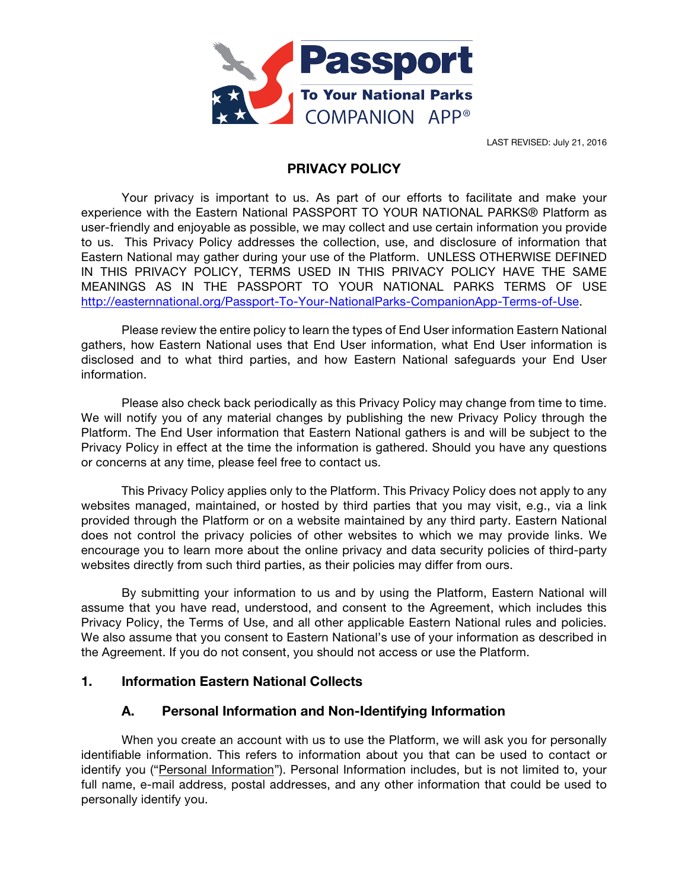LAST REVISED: July 21, 2016

# PRIVACY POLICY

Your privacy is important to us. As part of our efforts to facilitate and make your experience with the Eastern National PASSPORT TO YOUR NATIONAL PARKS® Platform as user-friendly and enjoyable as possible, we may collect and use certain information you provide to us. This Privacy Policy addresses the collection, use, and disclosure of information that Eastern National may gather during your use of the Platform. UNLESS OTHERWISE DEFINED IN THIS PRIVACY POLICY, TERMS USED IN THIS PRIVACY POLICY HAVE THE SAME MEANINGS AS IN THE PASSPORT TO YOUR NATIONAL PARKS TERMS OF USE http://easternnational.org/Passport-To-Your-NationalParks-CompanionApp-Terms-of-Use.

Please review the entire policy to learn the types of End User information Eastern National gathers, how Eastern National uses that End User information, what End User information is disclosed and to what third parties, and how Eastern National safeguards your End User information.

Please also check back periodically as this Privacy Policy may change from time to time. We will notify you of any material changes by publishing the new Privacy Policy through the Platform. The End User information that Eastern National gathers is and will be subject to the Privacy Policy in effect at the time the information is gathered. Should you have any questions or concerns at any time, please feel free to contact us.

This Privacy Policy applies only to the Platform. This Privacy Policy does not apply to any websites managed, maintained, or hosted by third parties that you may visit, e.g., via a link provided through the Platform or on a website maintained by any third party. Eastern National does not control the privacy policies of other websites to which we may provide links. We encourage you to learn more about the online privacy and data security policies of third-party websites directly from such third parties, as their policies may differ from ours.

By submitting your information to us and by using the Platform, Eastern National will assume that you have read, understood, and consent to the Agreement, which includes this Privacy Policy, the Terms of Use, and all other applicable Eastern National rules and policies. We also assume that you consent to Eastern National's use of your information as described in the Agreement. If you do not consent, you should not access or use the Platform.

## 1. Information Eastern National Collects

### A. Personal Information and Non-Identifying Information

When you create an account with us to use the Platform, we will ask you for personally identifiable information. This refers to information about you that can be used to contact or identify you ("Personal Information"). Personal Information includes, but is not limited to, your full name, e-mail address, postal addresses, and any other information that could be used to personally identify you.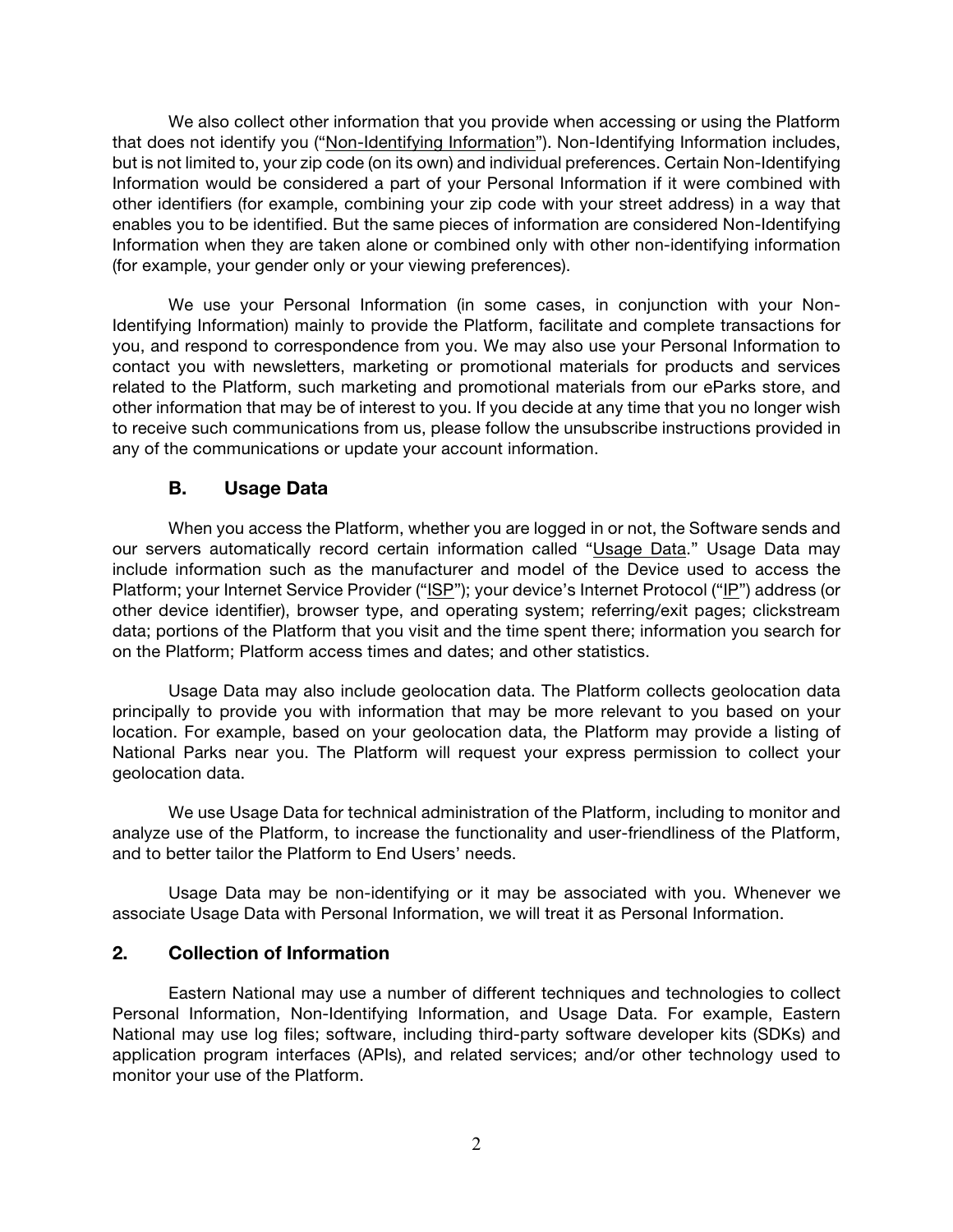We also collect other information that you provide when accessing or using the Platform that does not identify you ("Non-Identifying Information"). Non-Identifying Information includes, but is not limited to, your zip code (on its own) and individual preferences. Certain Non-Identifying Information would be considered a part of your Personal Information if it were combined with other identifiers (for example, combining your zip code with your street address) in a way that enables you to be identified. But the same pieces of information are considered Non-Identifying Information when they are taken alone or combined only with other non-identifying information (for example, your gender only or your viewing preferences).

We use your Personal Information (in some cases, in conjunction with your Non-Identifying Information) mainly to provide the Platform, facilitate and complete transactions for you, and respond to correspondence from you. We may also use your Personal Information to contact you with newsletters, marketing or promotional materials for products and services related to the Platform, such marketing and promotional materials from our eParks store, and other information that may be of interest to you. If you decide at any time that you no longer wish to receive such communications from us, please follow the unsubscribe instructions provided in any of the communications or update your account information.

### B. Usage Data

When you access the Platform, whether you are logged in or not, the Software sends and our servers automatically record certain information called "Usage Data." Usage Data may include information such as the manufacturer and model of the Device used to access the Platform; your Internet Service Provider ("ISP"); your device's Internet Protocol ("IP") address (or other device identifier), browser type, and operating system; referring/exit pages; clickstream data; portions of the Platform that you visit and the time spent there; information you search for on the Platform; Platform access times and dates; and other statistics.

Usage Data may also include geolocation data. The Platform collects geolocation data principally to provide you with information that may be more relevant to you based on your location. For example, based on your geolocation data, the Platform may provide a listing of National Parks near you. The Platform will request your express permission to collect your geolocation data.

We use Usage Data for technical administration of the Platform, including to monitor and analyze use of the Platform, to increase the functionality and user-friendliness of the Platform, and to better tailor the Platform to End Users' needs.

Usage Data may be non-identifying or it may be associated with you. Whenever we associate Usage Data with Personal Information, we will treat it as Personal Information.

## 2. Collection of Information

Eastern National may use a number of different techniques and technologies to collect Personal Information, Non-Identifying Information, and Usage Data. For example, Eastern National may use log files; software, including third-party software developer kits (SDKs) and application program interfaces (APIs), and related services; and/or other technology used to monitor your use of the Platform.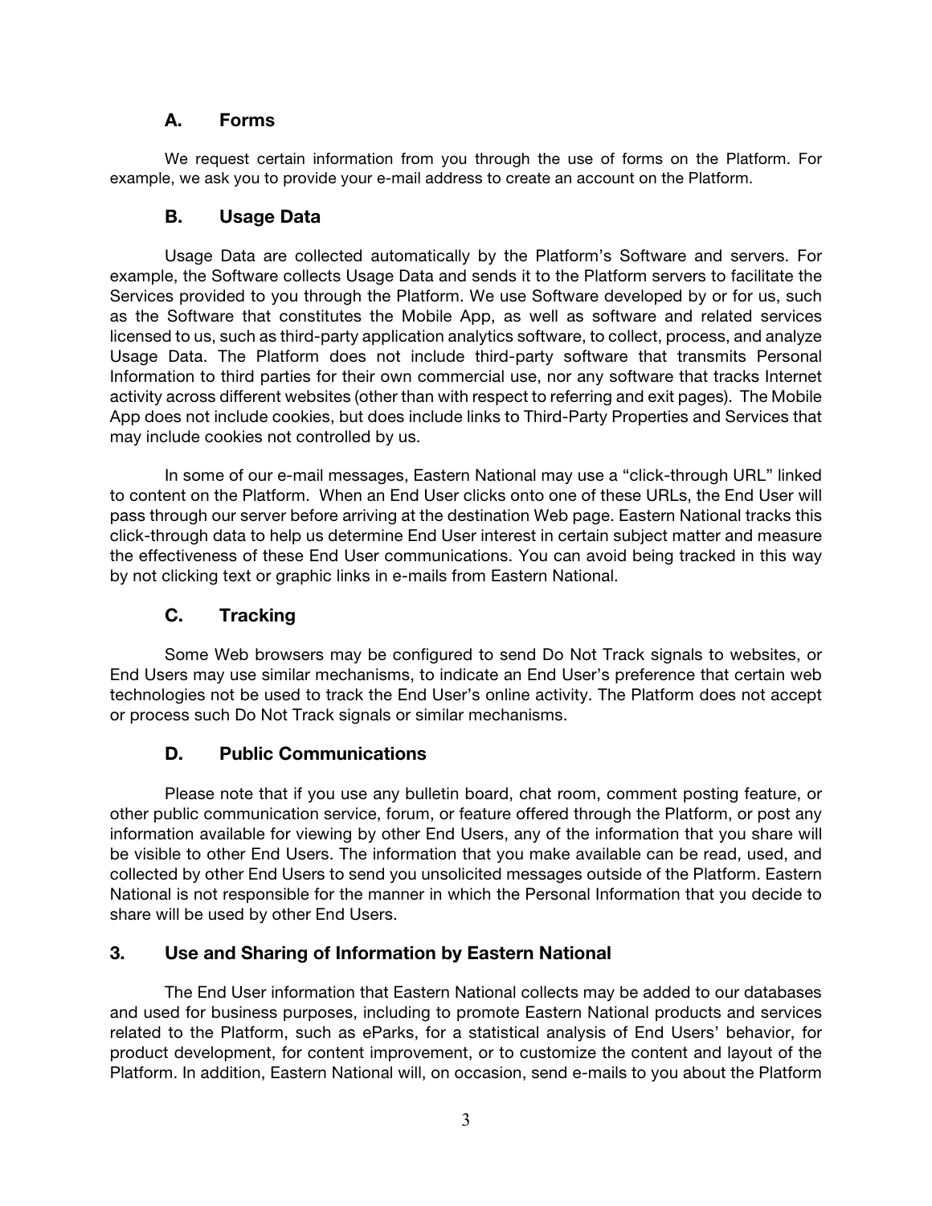### A. Forms

We request certain information from you through the use of forms on the Platform. For example, we ask you to provide your e-mail address to create an account on the Platform.

### B. Usage Data

Usage Data are collected automatically by the Platform's Software and servers. For example, the Software collects Usage Data and sends it to the Platform servers to facilitate the Services provided to you through the Platform. We use Software developed by or for us, such as the Software that constitutes the Mobile App, as well as software and related services licensed to us, such as third-party application analytics software, to collect, process, and analyze Usage Data. The Platform does not include third-party software that transmits Personal Information to third parties for their own commercial use, nor any software that tracks Internet activity across different websites (other than with respect to referring and exit pages). The Mobile App does not include cookies, but does include links to Third-Party Properties and Services that may include cookies not controlled by us.

In some of our e-mail messages, Eastern National may use a "click-through URL" linked to content on the Platform. When an End User clicks onto one of these URLs, the End User will pass through our server before arriving at the destination Web page. Eastern National tracks this click-through data to help us determine End User interest in certain subject matter and measure the effectiveness of these End User communications. You can avoid being tracked in this way by not clicking text or graphic links in e-mails from Eastern National.

### C. Tracking

Some Web browsers may be configured to send Do Not Track signals to websites, or End Users may use similar mechanisms, to indicate an End User's preference that certain web technologies not be used to track the End User's online activity. The Platform does not accept or process such Do Not Track signals or similar mechanisms.

### D. Public Communications

Please note that if you use any bulletin board, chat room, comment posting feature, or other public communication service, forum, or feature offered through the Platform, or post any information available for viewing by other End Users, any of the information that you share will be visible to other End Users. The information that you make available can be read, used, and collected by other End Users to send you unsolicited messages outside of the Platform. Eastern National is not responsible for the manner in which the Personal Information that you decide to share will be used by other End Users.

## 3. Use and Sharing of Information by Eastern National

The End User information that Eastern National collects may be added to our databases and used for business purposes, including to promote Eastern National products and services related to the Platform, such as eParks, for a statistical analysis of End Users' behavior, for product development, for content improvement, or to customize the content and layout of the Platform. In addition, Eastern National will, on occasion, send e-mails to you about the Platform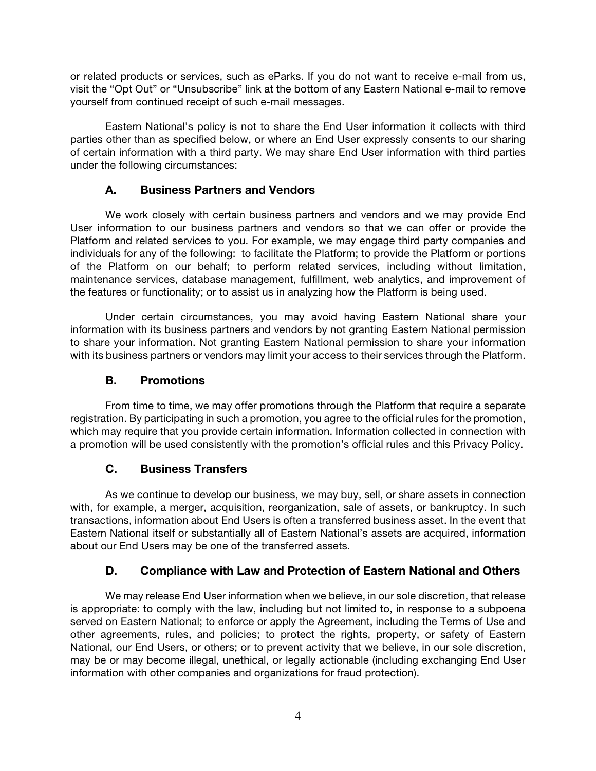or related products or services, such as eParks. If you do not want to receive e-mail from us, visit the “Opt Out” or “Unsubscribe” link at the bottom of any Eastern National e-mail to remove yourself from continued receipt of such e-mail messages.

Eastern National’s policy is not to share the End User information it collects with third parties other than as specified below, or where an End User expressly consents to our sharing of certain information with a third party. We may share End User information with third parties under the following circumstances:

### A. Business Partners and Vendors

We work closely with certain business partners and vendors and we may provide End User information to our business partners and vendors so that we can offer or provide the Platform and related services to you. For example, we may engage third party companies and individuals for any of the following: to facilitate the Platform; to provide the Platform or portions of the Platform on our behalf; to perform related services, including without limitation, maintenance services, database management, fulfillment, web analytics, and improvement of the features or functionality; or to assist us in analyzing how the Platform is being used.

Under certain circumstances, you may avoid having Eastern National share your information with its business partners and vendors by not granting Eastern National permission to share your information. Not granting Eastern National permission to share your information with its business partners or vendors may limit your access to their services through the Platform.

### B. Promotions

From time to time, we may offer promotions through the Platform that require a separate registration. By participating in such a promotion, you agree to the official rules for the promotion, which may require that you provide certain information. Information collected in connection with a promotion will be used consistently with the promotion’s official rules and this Privacy Policy.

### C. Business Transfers

As we continue to develop our business, we may buy, sell, or share assets in connection with, for example, a merger, acquisition, reorganization, sale of assets, or bankruptcy. In such transactions, information about End Users is often a transferred business asset. In the event that Eastern National itself or substantially all of Eastern National’s assets are acquired, information about our End Users may be one of the transferred assets.

### D. Compliance with Law and Protection of Eastern National and Others

We may release End User information when we believe, in our sole discretion, that release is appropriate: to comply with the law, including but not limited to, in response to a subpoena served on Eastern National; to enforce or apply the Agreement, including the Terms of Use and other agreements, rules, and policies; to protect the rights, property, or safety of Eastern National, our End Users, or others; or to prevent activity that we believe, in our sole discretion, may be or may become illegal, unethical, or legally actionable (including exchanging End User information with other companies and organizations for fraud protection).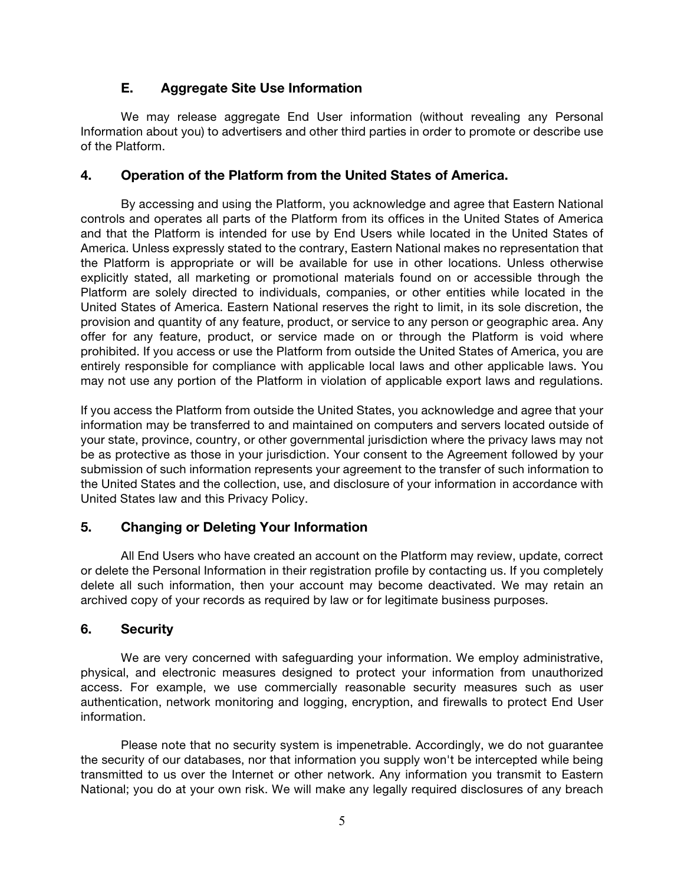### E. Aggregate Site Use Information

We may release aggregate End User information (without revealing any Personal Information about you) to advertisers and other third parties in order to promote or describe use of the Platform.

## 4. Operation of the Platform from the United States of America.

By accessing and using the Platform, you acknowledge and agree that Eastern National controls and operates all parts of the Platform from its offices in the United States of America and that the Platform is intended for use by End Users while located in the United States of America. Unless expressly stated to the contrary, Eastern National makes no representation that the Platform is appropriate or will be available for use in other locations. Unless otherwise explicitly stated, all marketing or promotional materials found on or accessible through the Platform are solely directed to individuals, companies, or other entities while located in the United States of America. Eastern National reserves the right to limit, in its sole discretion, the provision and quantity of any feature, product, or service to any person or geographic area. Any offer for any feature, product, or service made on or through the Platform is void where prohibited. If you access or use the Platform from outside the United States of America, you are entirely responsible for compliance with applicable local laws and other applicable laws. You may not use any portion of the Platform in violation of applicable export laws and regulations.

If you access the Platform from outside the United States, you acknowledge and agree that your information may be transferred to and maintained on computers and servers located outside of your state, province, country, or other governmental jurisdiction where the privacy laws may not be as protective as those in your jurisdiction. Your consent to the Agreement followed by your submission of such information represents your agreement to the transfer of such information to the United States and the collection, use, and disclosure of your information in accordance with United States law and this Privacy Policy.

## 5. Changing or Deleting Your Information

All End Users who have created an account on the Platform may review, update, correct or delete the Personal Information in their registration profile by contacting us. If you completely delete all such information, then your account may become deactivated. We may retain an archived copy of your records as required by law or for legitimate business purposes.

## 6. Security

We are very concerned with safeguarding your information. We employ administrative, physical, and electronic measures designed to protect your information from unauthorized access. For example, we use commercially reasonable security measures such as user authentication, network monitoring and logging, encryption, and firewalls to protect End User information.

Please note that no security system is impenetrable. Accordingly, we do not guarantee the security of our databases, nor that information you supply won't be intercepted while being transmitted to us over the Internet or other network. Any information you transmit to Eastern National; you do at your own risk. We will make any legally required disclosures of any breach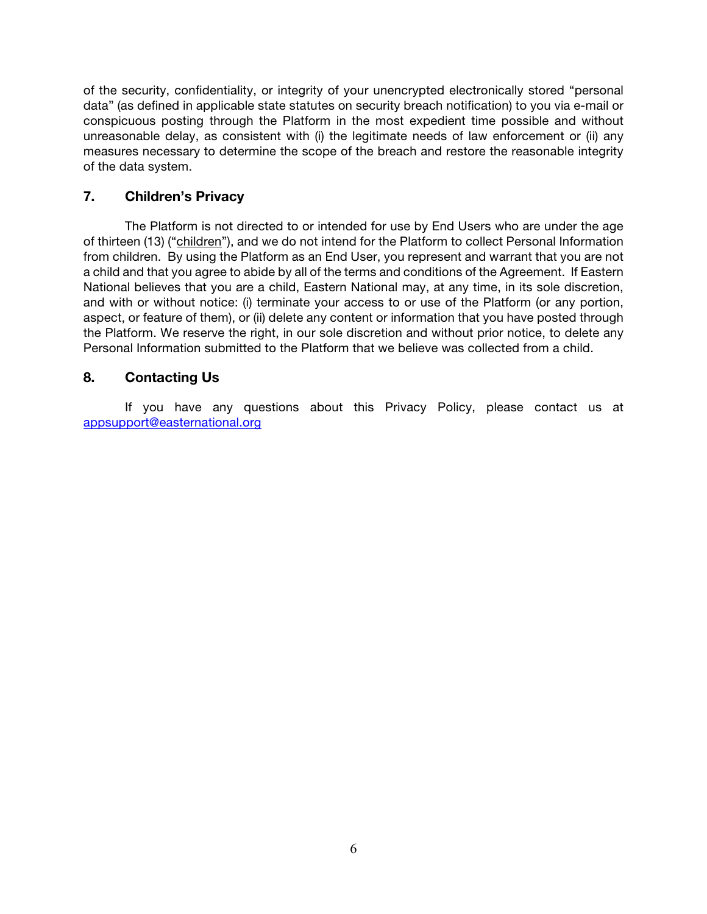of the security, confidentiality, or integrity of your unencrypted electronically stored "personal data" (as defined in applicable state statutes on security breach notification) to you via e-mail or conspicuous posting through the Platform in the most expedient time possible and without unreasonable delay, as consistent with (i) the legitimate needs of law enforcement or (ii) any measures necessary to determine the scope of the breach and restore the reasonable integrity of the data system.

## 7. Children's Privacy

The Platform is not directed to or intended for use by End Users who are under the age of thirteen (13) ("children"), and we do not intend for the Platform to collect Personal Information from children. By using the Platform as an End User, you represent and warrant that you are not a child and that you agree to abide by all of the terms and conditions of the Agreement. If Eastern National believes that you are a child, Eastern National may, at any time, in its sole discretion, and with or without notice: (i) terminate your access to or use of the Platform (or any portion, aspect, or feature of them), or (ii) delete any content or information that you have posted through the Platform. We reserve the right, in our sole discretion and without prior notice, to delete any Personal Information submitted to the Platform that we believe was collected from a child.

## 8. Contacting Us

If you have any questions about this Privacy Policy, please contact us at appsupport@easternational.org